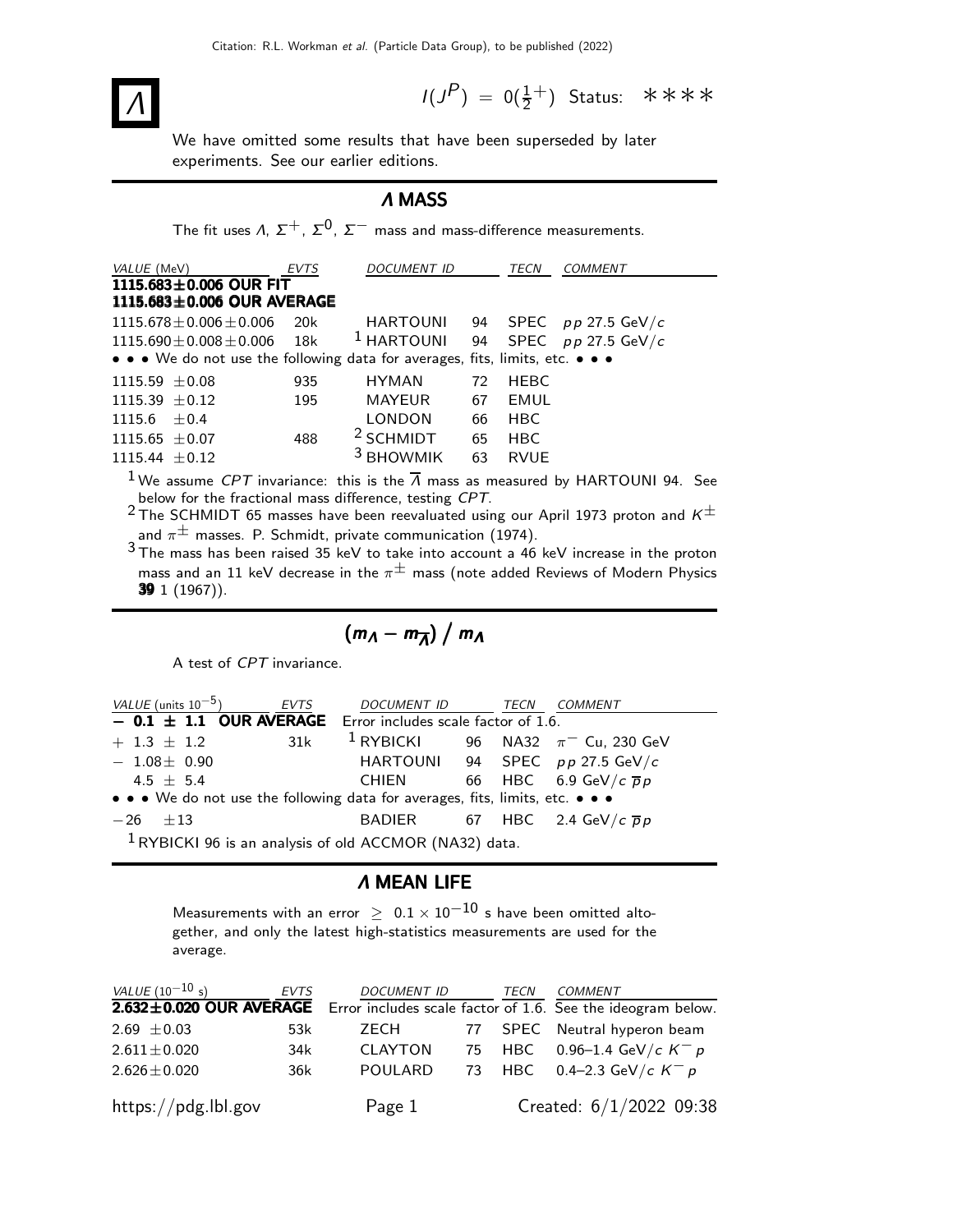# $\Lambda$

$I(J^P) = 0(\frac{1}{2}^+)$ Status: ∗∗∗∗

We have omitted some results that have been superseded by later experiments. See our earlier editions.

## $\Lambda$ MASS

The fit uses $\Lambda$, $\Sigma^+$, $\Sigma^0$, $\Sigma^-$ mass and mass-difference measurements.

| VALUE (MeV) | EVTS | DOCUMENT ID | | TECN | COMMENT |
|---|---|---|---|---|---|
| **1115.683±0.006 OUR FIT** | | | | | |
| **1115.683±0.006 OUR AVERAGE** | | | | | |
| 1115.678±0.006±0.006 | 20k | HARTOUNI | 94 | SPEC | $pp$ 27.5 GeV/$c$ |
| 1115.690±0.008±0.006 | 18k | [1] HARTOUNI | 94 | SPEC | $pp$ 27.5 GeV/$c$ |
| • • • We do not use the following data for averages, fits, limits, etc. • • • | | | | | |
| 1115.59 ±0.08 | 935 | HYMAN | 72 | HEBC | |
| 1115.39 ±0.12 | 195 | MAYEUR | 67 | EMUL | |
| 1115.6 ±0.4 | | LONDON | 66 | HBC | |
| 1115.65 ±0.07 | 488 | [2] SCHMIDT | 65 | HBC | |
| 1115.44 ±0.12 | | [3] BHOWMIK | 63 | RVUE | |

[1] We assume $CPT$ invariance: this is the $\overline{\Lambda}$ mass as measured by HARTOUNI 94. See below for the fractional mass difference, testing $CPT$.

[2] The SCHMIDT 65 masses have been reevaluated using our April 1973 proton and $K^\pm$ and $\pi^\pm$ masses. P. Schmidt, private communication (1974).

[3] The mass has been raised 35 keV to take into account a 46 keV increase in the proton mass and an 11 keV decrease in the $\pi^\pm$ mass (note added Reviews of Modern Physics **39** 1 (1967)).

## $(m_\Lambda - m_{\overline{\Lambda}}) \,/\, m_\Lambda$

A test of $CPT$ invariance.

| VALUE (units $10^{-5}$) | EVTS | DOCUMENT ID | | TECN | COMMENT |
|---|---|---|---|---|---|
| **− 0.1 ± 1.1 OUR AVERAGE** | Error includes scale factor of 1.6. | | | | |
| + 1.3 ± 1.2 | 31k | [1] RYBICKI | 96 | NA32 | $\pi^-$ Cu, 230 GeV |
| − 1.08± 0.90 | | HARTOUNI | 94 | SPEC | $pp$ 27.5 GeV/$c$ |
| 4.5 ± 5.4 | | CHIEN | 66 | HBC | 6.9 GeV/$c$ $\overline{p}p$ |
| • • • We do not use the following data for averages, fits, limits, etc. • • • | | | | | |
| −26 ±13 | | BADIER | 67 | HBC | 2.4 GeV/$c$ $\overline{p}p$ |

[1] RYBICKI 96 is an analysis of old ACCMOR (NA32) data.

## $\Lambda$ MEAN LIFE

Measurements with an error $\geq 0.1 \times 10^{-10}$ s have been omitted altogether, and only the latest high-statistics measurements are used for the average.

| VALUE ($10^{-10}$ s) | EVTS | DOCUMENT ID | | TECN | COMMENT |
|---|---|---|---|---|---|
| **2.632±0.020 OUR AVERAGE** | Error includes scale factor of 1.6. See the ideogram below. | | | | |
| 2.69 ±0.03 | 53k | ZECH | 77 | SPEC | Neutral hyperon beam |
| 2.611±0.020 | 34k | CLAYTON | 75 | HBC | 0.96–1.4 GeV/$c$ $K^-p$ |
| 2.626±0.020 | 36k | POULARD | 73 | HBC | 0.4–2.3 GeV/$c$ $K^-p$ |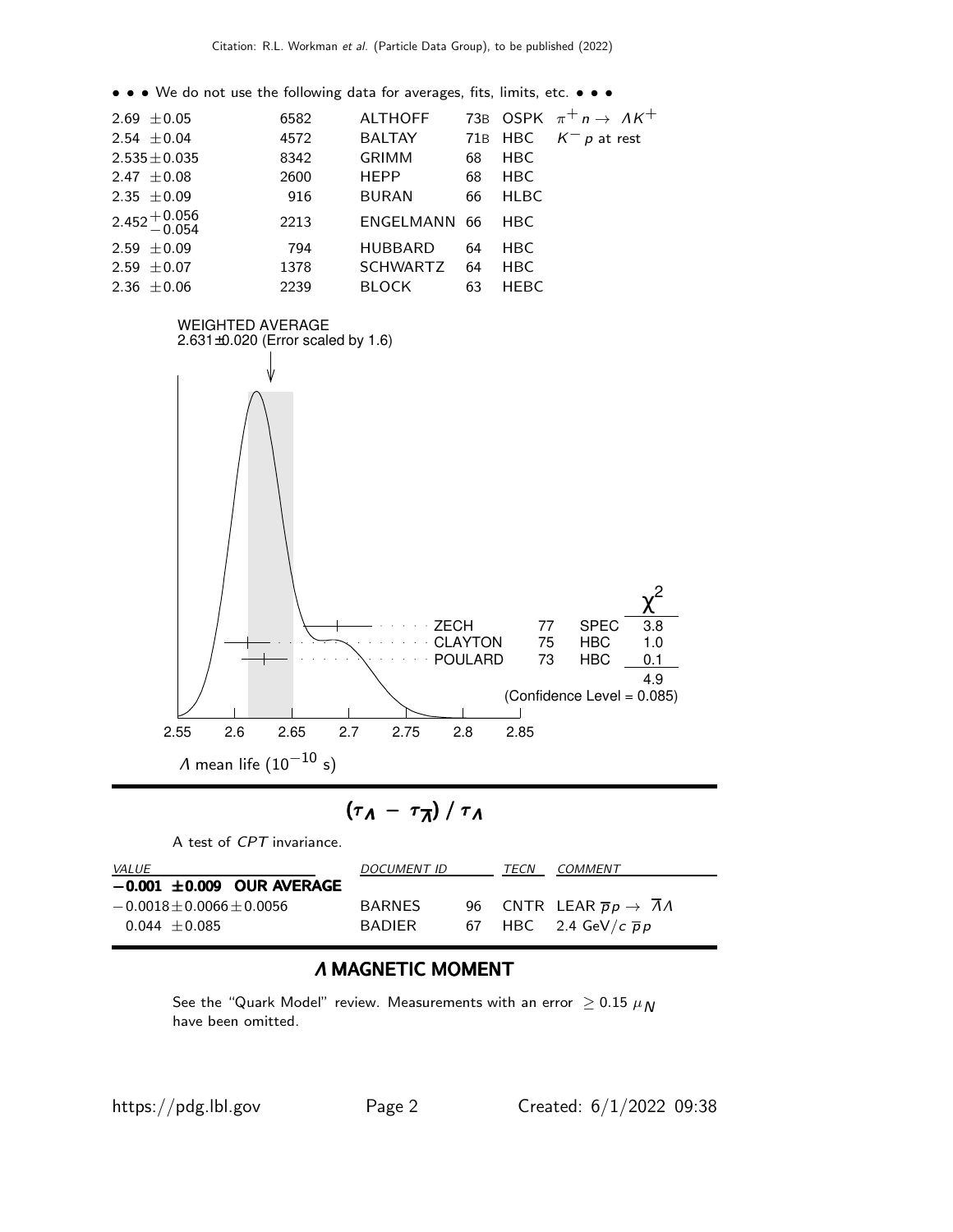• • • We do not use the following data for averages, fits, limits, etc. • • •

| | | | | | |
|---|---|---|---|---|---|
| $2.69 \pm 0.05$ | 6582 | ALTHOFF | 73B | OSPK | $\pi^+ n \to \Lambda K^+$ |
| $2.54 \pm 0.04$ | 4572 | BALTAY | 71B | HBC | $K^- p$ at rest |
| $2.535 \pm 0.035$ | 8342 | GRIMM | 68 | HBC | |
| $2.47 \pm 0.08$ | 2600 | HEPP | 68 | HBC | |
| $2.35 \pm 0.09$ | 916 | BURAN | 66 | HLBC | |
| $2.452^{+0.056}_{-0.054}$ | 2213 | ENGELMANN | 66 | HBC | |
| $2.59 \pm 0.09$ | 794 | HUBBARD | 64 | HBC | |
| $2.59 \pm 0.07$ | 1378 | SCHWARTZ | 64 | HBC | |
| $2.36 \pm 0.06$ | 2239 | BLOCK | 63 | HEBC | |

WEIGHTED AVERAGE
2.631±0.020 (Error scaled by 1.6)

| | | | $\chi^2$ |
|---|---|---|---|
| ZECH | 77 | SPEC | 3.8 |
| CLAYTON | 75 | HBC | 1.0 |
| POULARD | 73 | HBC | 0.1 |
| | | | 4.9 |

(Confidence Level = 0.085)

$\Lambda$ mean life ($10^{-10}$ s)

## $(\tau_\Lambda - \tau_{\overline{\Lambda}}) / \tau_\Lambda$

A test of *CPT* invariance.

| VALUE | DOCUMENT ID | | TECN | COMMENT |
|---|---|---|---|---|
| **$-0.001 \pm 0.009$ OUR AVERAGE** | | | | |
| $-0.0018 \pm 0.0066 \pm 0.0056$ | BARNES | 96 | CNTR | LEAR $\overline{p} p \to \overline{\Lambda} \Lambda$ |
| $0.044 \pm 0.085$ | BADIER | 67 | HBC | 2.4 GeV/$c$ $\overline{p} p$ |

## $\Lambda$ MAGNETIC MOMENT

See the "Quark Model" review. Measurements with an error $\geq 0.15\ \mu_N$ have been omitted.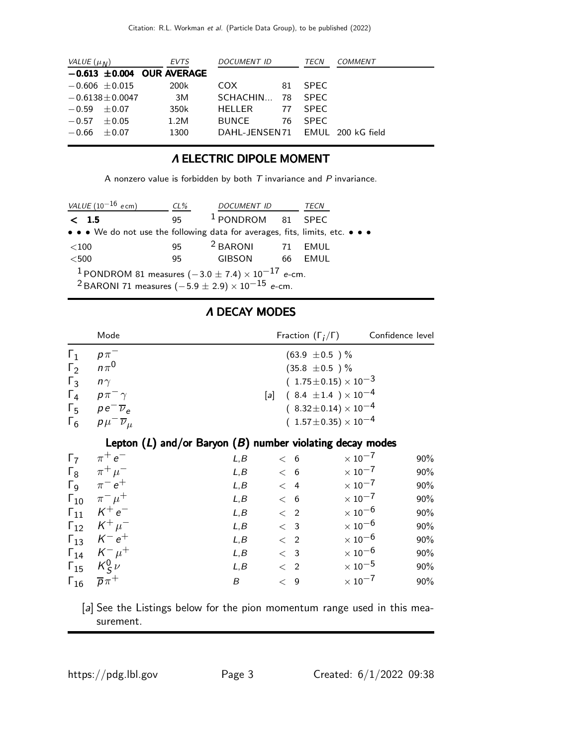| VALUE ($\mu_N$) | EVTS | DOCUMENT ID | | TECN | COMMENT |
|---|---|---|---|---|---|
| **−0.613 ±0.004** | **OUR AVERAGE** | | | | |
| −0.606 ±0.015 | 200k | COX | 81 | SPEC | |
| −0.6138±0.0047 | 3M | SCHACHIN... | 78 | SPEC | |
| −0.59 ±0.07 | 350k | HELLER | 77 | SPEC | |
| −0.57 ±0.05 | 1.2M | BUNCE | 76 | SPEC | |
| −0.66 ±0.07 | 1300 | DAHL-JENSEN | 71 | EMUL | 200 kG field |

## $\Lambda$ ELECTRIC DIPOLE MOMENT

A nonzero value is forbidden by both $T$ invariance and $P$ invariance.

| VALUE ($10^{-16}$ $e$ cm) | CL% | DOCUMENT ID | | TECN |
|---|---|---|---|---|
| **< 1.5** | 95 | [1] PONDROM | 81 | SPEC |
| • • • We do not use the following data for averages, fits, limits, etc. • • • | | | | |
| <100 | 95 | [2] BARONI | 71 | EMUL |
| <500 | 95 | GIBSON | 66 | EMUL |

[1] PONDROM 81 measures $(-3.0 \pm 7.4) \times 10^{-17}$ $e$-cm.
[2] BARONI 71 measures $(-5.9 \pm 2.9) \times 10^{-15}$ $e$-cm.

## $\Lambda$ DECAY MODES

| | Mode | | Fraction ($\Gamma_i/\Gamma$) | Confidence level |
|---|---|---|---|---|
| $\Gamma_1$ | $p\pi^-$ | | $(63.9 \pm 0.5)$ % | |
| $\Gamma_2$ | $n\pi^0$ | | $(35.8 \pm 0.5)$ % | |
| $\Gamma_3$ | $n\gamma$ | | $(1.75\pm0.15) \times 10^{-3}$ | |
| $\Gamma_4$ | $p\pi^-\gamma$ | [a] | $(8.4 \pm 1.4) \times 10^{-4}$ | |
| $\Gamma_5$ | $pe^-\overline{\nu}_e$ | | $(8.32\pm0.14) \times 10^{-4}$ | |
| $\Gamma_6$ | $p\mu^-\overline{\nu}_\mu$ | | $(1.57\pm0.35) \times 10^{-4}$ | |
| | **Lepton ($L$) and/or Baryon ($B$) number violating decay modes** | | | |
| $\Gamma_7$ | $\pi^+e^-$ | $L,B$ | $< 6 \times 10^{-7}$ | 90% |
| $\Gamma_8$ | $\pi^+\mu^-$ | $L,B$ | $< 6 \times 10^{-7}$ | 90% |
| $\Gamma_9$ | $\pi^-e^+$ | $L,B$ | $< 4 \times 10^{-7}$ | 90% |
| $\Gamma_{10}$ | $\pi^-\mu^+$ | $L,B$ | $< 6 \times 10^{-7}$ | 90% |
| $\Gamma_{11}$ | $K^+e^-$ | $L,B$ | $< 2 \times 10^{-6}$ | 90% |
| $\Gamma_{12}$ | $K^+\mu^-$ | $L,B$ | $< 3 \times 10^{-6}$ | 90% |
| $\Gamma_{13}$ | $K^-e^+$ | $L,B$ | $< 2 \times 10^{-6}$ | 90% |
| $\Gamma_{14}$ | $K^-\mu^+$ | $L,B$ | $< 3 \times 10^{-6}$ | 90% |
| $\Gamma_{15}$ | $K^0_S\nu$ | $L,B$ | $< 2 \times 10^{-5}$ | 90% |
| $\Gamma_{16}$ | $\overline{p}\pi^+$ | $B$ | $< 9 \times 10^{-7}$ | 90% |

[a] See the Listings below for the pion momentum range used in this measurement.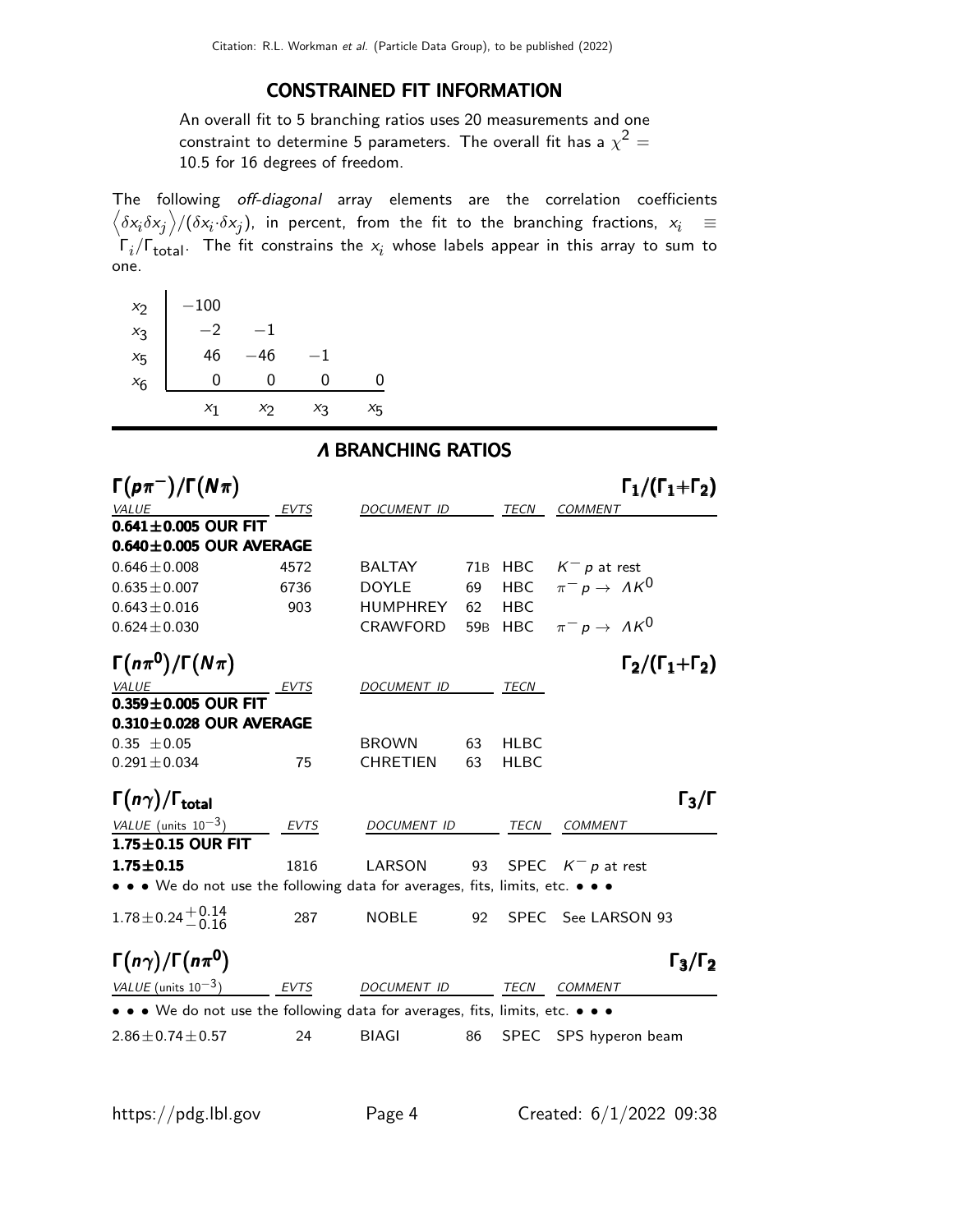## CONSTRAINED FIT INFORMATION

An overall fit to 5 branching ratios uses 20 measurements and one constraint to determine 5 parameters. The overall fit has a $\chi^2 =$ 10.5 for 16 degrees of freedom.

The following *off-diagonal* array elements are the correlation coefficients $\left\langle \delta x_i \delta x_j \right\rangle / (\delta x_i \cdot \delta x_j)$, in percent, from the fit to the branching fractions, $x_i \equiv \Gamma_i/\Gamma_{\rm total}$. The fit constrains the $x_i$ whose labels appear in this array to sum to one.

| | | | | |
|---|---|---|---|---|
| $x_2$ | −100 | | | |
| $x_3$ | −2 | −1 | | |
| $x_5$ | 46 | −46 | −1 | |
| $x_6$ | 0 | 0 | 0 | 0 |
| | $x_1$ | $x_2$ | $x_3$ | $x_5$ |

## $\Lambda$ BRANCHING RATIOS

### $\Gamma(p\pi^-)/\Gamma(N\pi)$ — $\Gamma_1/(\Gamma_1+\Gamma_2)$

| VALUE | EVTS | DOCUMENT ID | | TECN | COMMENT |
|---|---|---|---|---|---|
| **0.641±0.005 OUR FIT** | | | | | |
| **0.640±0.005 OUR AVERAGE** | | | | | |
| 0.646±0.008 | 4572 | BALTAY | 71B | HBC | $K^- p$ at rest |
| 0.635±0.007 | 6736 | DOYLE | 69 | HBC | $\pi^- p \to \Lambda K^0$ |
| 0.643±0.016 | 903 | HUMPHREY | 62 | HBC | |
| 0.624±0.030 | | CRAWFORD | 59B | HBC | $\pi^- p \to \Lambda K^0$ |

### $\Gamma(n\pi^0)/\Gamma(N\pi)$ — $\Gamma_2/(\Gamma_1+\Gamma_2)$

| VALUE | EVTS | DOCUMENT ID | | TECN |
|---|---|---|---|---|
| **0.359±0.005 OUR FIT** | | | | |
| **0.310±0.028 OUR AVERAGE** | | | | |
| 0.35 ±0.05 | | BROWN | 63 | HLBC |
| 0.291±0.034 | 75 | CHRETIEN | 63 | HLBC |

### $\Gamma(n\gamma)/\Gamma_{\rm total}$ — $\Gamma_3/\Gamma$

| VALUE (units $10^{-3}$) | EVTS | DOCUMENT ID | | TECN | COMMENT |
|---|---|---|---|---|---|
| **1.75±0.15 OUR FIT** | | | | | |
| **1.75±0.15** | 1816 | LARSON | 93 | SPEC | $K^- p$ at rest |
| • • • We do not use the following data for averages, fits, limits, etc. • • • | | | | | |
| $1.78\pm0.24^{+0.14}_{-0.16}$ | 287 | NOBLE | 92 | SPEC | See LARSON 93 |

### $\Gamma(n\gamma)/\Gamma(n\pi^0)$ — $\Gamma_3/\Gamma_2$

| VALUE (units $10^{-3}$) | EVTS | DOCUMENT ID | | TECN | COMMENT |
|---|---|---|---|---|---|
| • • • We do not use the following data for averages, fits, limits, etc. • • • | | | | | |
| 2.86±0.74±0.57 | 24 | BIAGI | 86 | SPEC | SPS hyperon beam |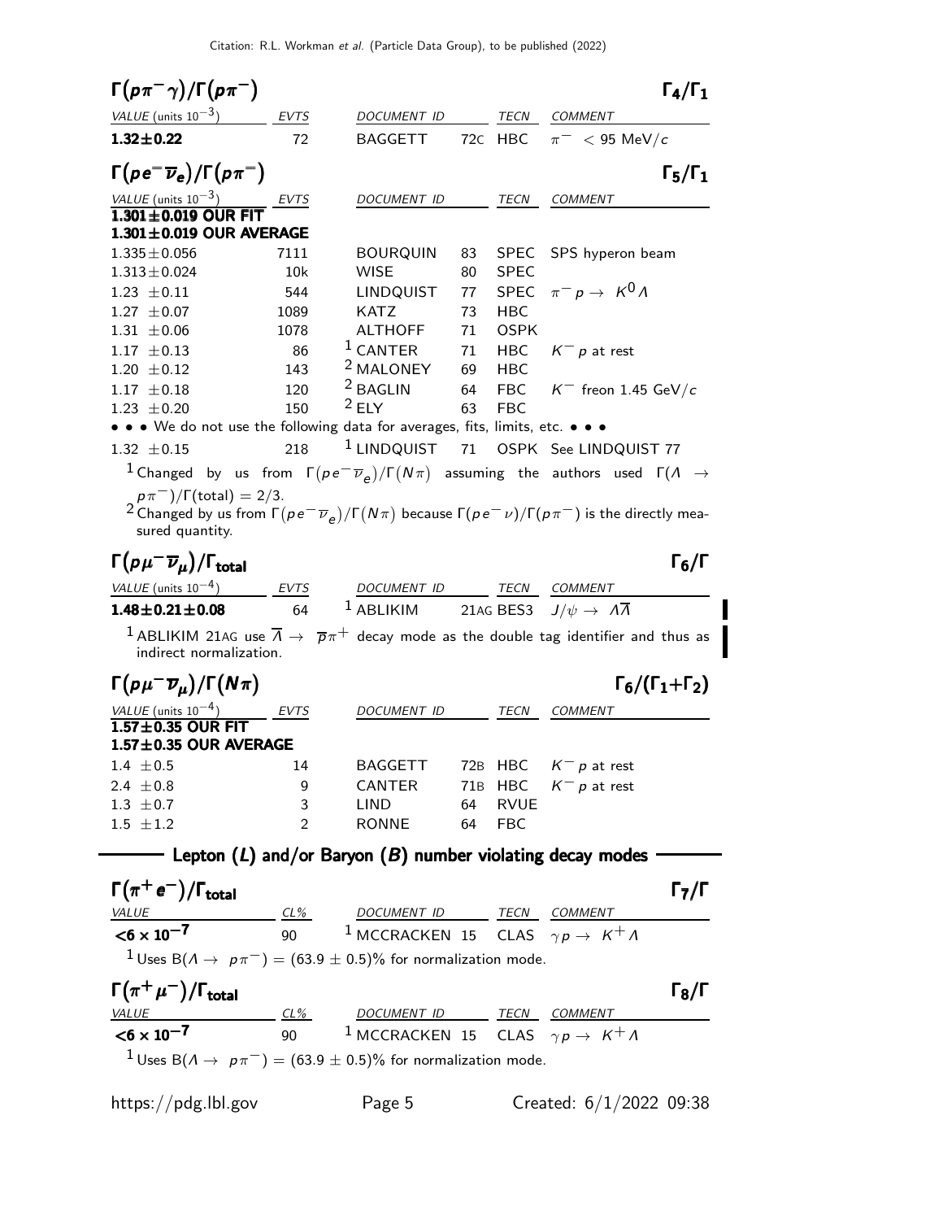## $\Gamma(p\pi^-\gamma)/\Gamma(p\pi^-)$ — $\Gamma_4/\Gamma_1$

| VALUE (units $10^{-3}$) | EVTS | DOCUMENT ID | | TECN | COMMENT |
|---|---|---|---|---|---|
| **1.32±0.22** | 72 | BAGGETT | 72C | HBC | $\pi^- < 95$ MeV/$c$ |

## $\Gamma(pe^-\overline{\nu}_e)/\Gamma(p\pi^-)$ — $\Gamma_5/\Gamma_1$

| VALUE (units $10^{-3}$) | EVTS | DOCUMENT ID | | TECN | COMMENT |
|---|---|---|---|---|---|
| **1.301±0.019 OUR FIT** | | | | | |
| **1.301±0.019 OUR AVERAGE** | | | | | |
| 1.335±0.056 | 7111 | BOURQUIN | 83 | SPEC | SPS hyperon beam |
| 1.313±0.024 | 10k | WISE | 80 | SPEC | |
| 1.23 ±0.11 | 544 | LINDQUIST | 77 | SPEC | $\pi^- p \rightarrow K^0 \Lambda$ |
| 1.27 ±0.07 | 1089 | KATZ | 73 | HBC | |
| 1.31 ±0.06 | 1078 | ALTHOFF | 71 | OSPK | |
| 1.17 ±0.13 | 86 | [1] CANTER | 71 | HBC | $K^- p$ at rest |
| 1.20 ±0.12 | 143 | [2] MALONEY | 69 | HBC | |
| 1.17 ±0.18 | 120 | [2] BAGLIN | 64 | FBC | $K^-$ freon 1.45 GeV/$c$ |
| 1.23 ±0.20 | 150 | [2] ELY | 63 | FBC | |
| • • • We do not use the following data for averages, fits, limits, etc. • • • | | | | | |
| 1.32 ±0.15 | 218 | [1] LINDQUIST | 71 | OSPK | See LINDQUIST 77 |

[1] Changed by us from $\Gamma(pe^-\overline{\nu}_e)/\Gamma(N\pi)$ assuming the authors used $\Gamma(\Lambda \rightarrow p\pi^-)/\Gamma(\text{total}) = 2/3$.

[2] Changed by us from $\Gamma(pe^-\overline{\nu}_e)/\Gamma(N\pi)$ because $\Gamma(pe^-\nu)/\Gamma(p\pi^-)$ is the directly measured quantity.

## $\Gamma(p\mu^-\overline{\nu}_\mu)/\Gamma_{\text{total}}$ — $\Gamma_6/\Gamma$

| VALUE (units $10^{-4}$) | EVTS | DOCUMENT ID | TECN | COMMENT |
|---|---|---|---|---|
| **1.48±0.21±0.08** | 64 | [1] ABLIKIM 21AG | BES3 | $J/\psi \rightarrow \Lambda\overline{\Lambda}$ |

[1] ABLIKIM 21AG use $\overline{\Lambda} \rightarrow \overline{p}\pi^+$ decay mode as the double tag identifier and thus as indirect normalization.

## $\Gamma(p\mu^-\overline{\nu}_\mu)/\Gamma(N\pi)$ — $\Gamma_6/(\Gamma_1+\Gamma_2)$

| VALUE (units $10^{-4}$) | EVTS | DOCUMENT ID | | TECN | COMMENT |
|---|---|---|---|---|---|
| **1.57±0.35 OUR FIT** | | | | | |
| **1.57±0.35 OUR AVERAGE** | | | | | |
| 1.4 ±0.5 | 14 | BAGGETT | 72B | HBC | $K^- p$ at rest |
| 2.4 ±0.8 | 9 | CANTER | 71B | HBC | $K^- p$ at rest |
| 1.3 ±0.7 | 3 | LIND | 64 | RVUE | |
| 1.5 ±1.2 | 2 | RONNE | 64 | FBC | |

## Lepton ($L$) and/or Baryon ($B$) number violating decay modes

## $\Gamma(\pi^+e^-)/\Gamma_{\text{total}}$ — $\Gamma_7/\Gamma$

| VALUE | CL% | DOCUMENT ID | TECN | COMMENT |
|---|---|---|---|---|
| **$<6 \times 10^{-7}$** | 90 | [1] MCCRACKEN 15 | CLAS | $\gamma p \rightarrow K^+\Lambda$ |

[1] Uses $B(\Lambda \rightarrow p\pi^-) = (63.9 \pm 0.5)\%$ for normalization mode.

## $\Gamma(\pi^+\mu^-)/\Gamma_{\text{total}}$ — $\Gamma_8/\Gamma$

| VALUE | CL% | DOCUMENT ID | TECN | COMMENT |
|---|---|---|---|---|
| **$<6 \times 10^{-7}$** | 90 | [1] MCCRACKEN 15 | CLAS | $\gamma p \rightarrow K^+\Lambda$ |

[1] Uses $B(\Lambda \rightarrow p\pi^-) = (63.9 \pm 0.5)\%$ for normalization mode.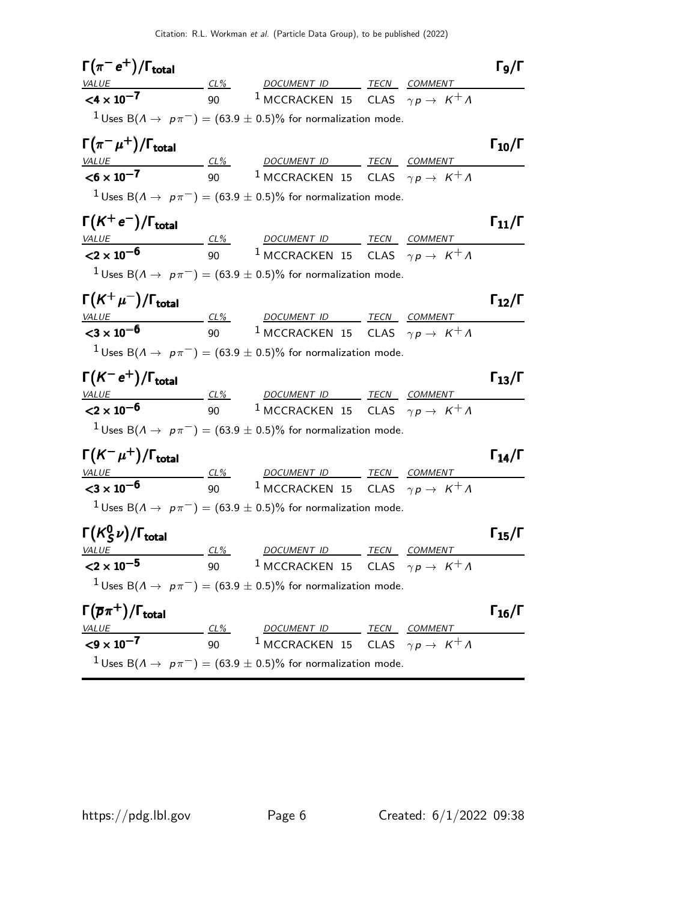### $\Gamma(\pi^- e^+)/\Gamma_{\text{total}}$ — $\Gamma_9/\Gamma$

| VALUE | CL% | DOCUMENT ID | TECN | COMMENT |
|---|---|---|---|---|
| $<4 \times 10^{-7}$ | 90 | [1] MCCRACKEN 15 | CLAS | $\gamma p \rightarrow K^+ \Lambda$ |

[1] Uses $B(\Lambda \rightarrow p\pi^-) = (63.9 \pm 0.5)\%$ for normalization mode.

### $\Gamma(\pi^- \mu^+)/\Gamma_{\text{total}}$ — $\Gamma_{10}/\Gamma$

| VALUE | CL% | DOCUMENT ID | TECN | COMMENT |
|---|---|---|---|---|
| $<6 \times 10^{-7}$ | 90 | [1] MCCRACKEN 15 | CLAS | $\gamma p \rightarrow K^+ \Lambda$ |

[1] Uses $B(\Lambda \rightarrow p\pi^-) = (63.9 \pm 0.5)\%$ for normalization mode.

### $\Gamma(K^+ e^-)/\Gamma_{\text{total}}$ — $\Gamma_{11}/\Gamma$

| VALUE | CL% | DOCUMENT ID | TECN | COMMENT |
|---|---|---|---|---|
| $<2 \times 10^{-6}$ | 90 | [1] MCCRACKEN 15 | CLAS | $\gamma p \rightarrow K^+ \Lambda$ |

[1] Uses $B(\Lambda \rightarrow p\pi^-) = (63.9 \pm 0.5)\%$ for normalization mode.

### $\Gamma(K^+ \mu^-)/\Gamma_{\text{total}}$ — $\Gamma_{12}/\Gamma$

| VALUE | CL% | DOCUMENT ID | TECN | COMMENT |
|---|---|---|---|---|
| $<3 \times 10^{-6}$ | 90 | [1] MCCRACKEN 15 | CLAS | $\gamma p \rightarrow K^+ \Lambda$ |

[1] Uses $B(\Lambda \rightarrow p\pi^-) = (63.9 \pm 0.5)\%$ for normalization mode.

### $\Gamma(K^- e^+)/\Gamma_{\text{total}}$ — $\Gamma_{13}/\Gamma$

| VALUE | CL% | DOCUMENT ID | TECN | COMMENT |
|---|---|---|---|---|
| $<2 \times 10^{-6}$ | 90 | [1] MCCRACKEN 15 | CLAS | $\gamma p \rightarrow K^+ \Lambda$ |

[1] Uses $B(\Lambda \rightarrow p\pi^-) = (63.9 \pm 0.5)\%$ for normalization mode.

### $\Gamma(K^- \mu^+)/\Gamma_{\text{total}}$ — $\Gamma_{14}/\Gamma$

| VALUE | CL% | DOCUMENT ID | TECN | COMMENT |
|---|---|---|---|---|
| $<3 \times 10^{-6}$ | 90 | [1] MCCRACKEN 15 | CLAS | $\gamma p \rightarrow K^+ \Lambda$ |

[1] Uses $B(\Lambda \rightarrow p\pi^-) = (63.9 \pm 0.5)\%$ for normalization mode.

### $\Gamma(K^0_S \nu)/\Gamma_{\text{total}}$ — $\Gamma_{15}/\Gamma$

| VALUE | CL% | DOCUMENT ID | TECN | COMMENT |
|---|---|---|---|---|
| $<2 \times 10^{-5}$ | 90 | [1] MCCRACKEN 15 | CLAS | $\gamma p \rightarrow K^+ \Lambda$ |

[1] Uses $B(\Lambda \rightarrow p\pi^-) = (63.9 \pm 0.5)\%$ for normalization mode.

### $\Gamma(\overline{p} \pi^+)/\Gamma_{\text{total}}$ — $\Gamma_{16}/\Gamma$

| VALUE | CL% | DOCUMENT ID | TECN | COMMENT |
|---|---|---|---|---|
| $<9 \times 10^{-7}$ | 90 | [1] MCCRACKEN 15 | CLAS | $\gamma p \rightarrow K^+ \Lambda$ |

[1] Uses $B(\Lambda \rightarrow p\pi^-) = (63.9 \pm 0.5)\%$ for normalization mode.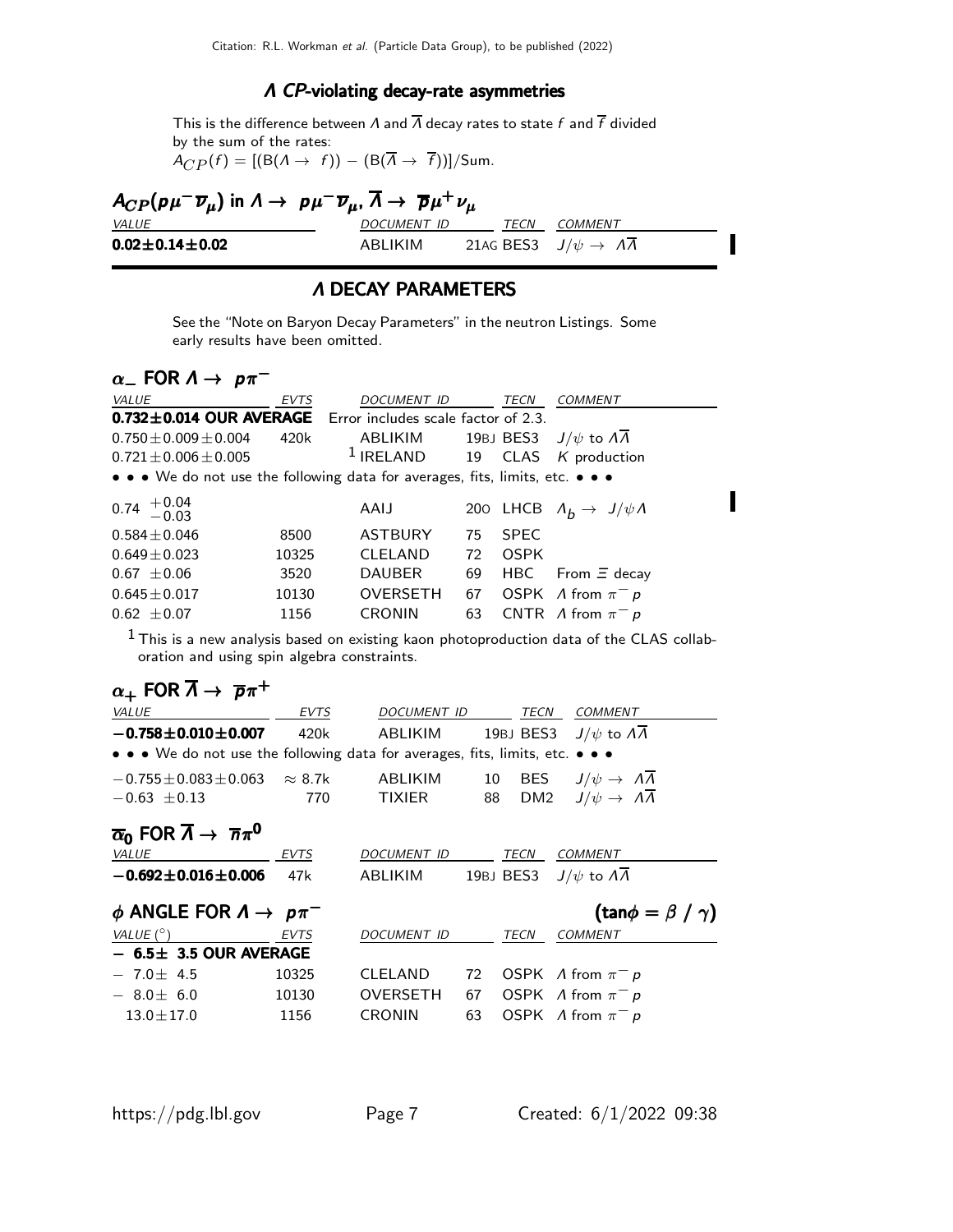## $\Lambda$ CP-violating decay-rate asymmetries

This is the difference between $\Lambda$ and $\overline{\Lambda}$ decay rates to state $f$ and $\overline{f}$ divided by the sum of the rates:
$A_{CP}(f) = [(\mathrm{B}(\Lambda \to f)) - (\mathrm{B}(\overline{\Lambda} \to \overline{f}))]/\mathrm{Sum}$.

### $A_{CP}(p\mu^-\overline{\nu}_\mu)$ in $\Lambda \to p\mu^-\overline{\nu}_\mu$, $\overline{\Lambda} \to \overline{p}\mu^+\nu_\mu$

| VALUE | DOCUMENT ID | TECN | COMMENT |
|---|---|---|---|
| **0.02±0.14±0.02** | ABLIKIM | 21AG BES3 | $J/\psi \to \Lambda\overline{\Lambda}$ |

## $\Lambda$ DECAY PARAMETERS

See the "Note on Baryon Decay Parameters" in the neutron Listings. Some early results have been omitted.

### $\alpha_-$ FOR $\Lambda \to p\pi^-$

| VALUE | EVTS | DOCUMENT ID | | TECN | COMMENT |
|---|---|---|---|---|---|
| **0.732±0.014 OUR AVERAGE** | Error includes scale factor of 2.3. | | | | |
| 0.750±0.009±0.004 | 420k | ABLIKIM | 19BJ | BES3 | $J/\psi$ to $\Lambda\overline{\Lambda}$ |
| 0.721±0.006±0.005 | | [1] IRELAND | 19 | CLAS | $K$ production |
| • • • We do not use the following data for averages, fits, limits, etc. • • • | | | | | |
| $0.74\ ^{+0.04}_{-0.03}$ | | AAIJ | 20O | LHCB | $\Lambda_b \to J/\psi\Lambda$ |
| 0.584±0.046 | 8500 | ASTBURY | 75 | SPEC | |
| 0.649±0.023 | 10325 | CLELAND | 72 | OSPK | |
| 0.67 ±0.06 | 3520 | DAUBER | 69 | HBC | From $\Xi$ decay |
| 0.645±0.017 | 10130 | OVERSETH | 67 | OSPK | $\Lambda$ from $\pi^- p$ |
| 0.62 ±0.07 | 1156 | CRONIN | 63 | CNTR | $\Lambda$ from $\pi^- p$ |

[1] This is a new analysis based on existing kaon photoproduction data of the CLAS collaboration and using spin algebra constraints.

### $\alpha_+$ FOR $\overline{\Lambda} \to \overline{p}\pi^+$

| VALUE | EVTS | DOCUMENT ID | | TECN | COMMENT |
|---|---|---|---|---|---|
| **−0.758±0.010±0.007** | 420k | ABLIKIM | 19BJ | BES3 | $J/\psi$ to $\Lambda\overline{\Lambda}$ |
| • • • We do not use the following data for averages, fits, limits, etc. • • • | | | | | |
| −0.755±0.083±0.063 | ≈ 8.7k | ABLIKIM | 10 | BES | $J/\psi \to \Lambda\overline{\Lambda}$ |
| −0.63 ±0.13 | 770 | TIXIER | 88 | DM2 | $J/\psi \to \Lambda\overline{\Lambda}$ |

### $\overline{\alpha}_0$ FOR $\overline{\Lambda} \to \overline{n}\pi^0$

| VALUE | EVTS | DOCUMENT ID | | TECN | COMMENT |
|---|---|---|---|---|---|
| **−0.692±0.016±0.006** | 47k | ABLIKIM | 19BJ | BES3 | $J/\psi$ to $\Lambda\overline{\Lambda}$ |

### $\phi$ ANGLE FOR $\Lambda \to p\pi^-$ $\quad(\tan\phi = \beta\ /\ \gamma)$

| VALUE (°) | EVTS | DOCUMENT ID | | TECN | COMMENT |
|---|---|---|---|---|---|
| **− 6.5± 3.5 OUR AVERAGE** | | | | | |
| − 7.0± 4.5 | 10325 | CLELAND | 72 | OSPK | $\Lambda$ from $\pi^- p$ |
| − 8.0± 6.0 | 10130 | OVERSETH | 67 | OSPK | $\Lambda$ from $\pi^- p$ |
| 13.0±17.0 | 1156 | CRONIN | 63 | OSPK | $\Lambda$ from $\pi^- p$ |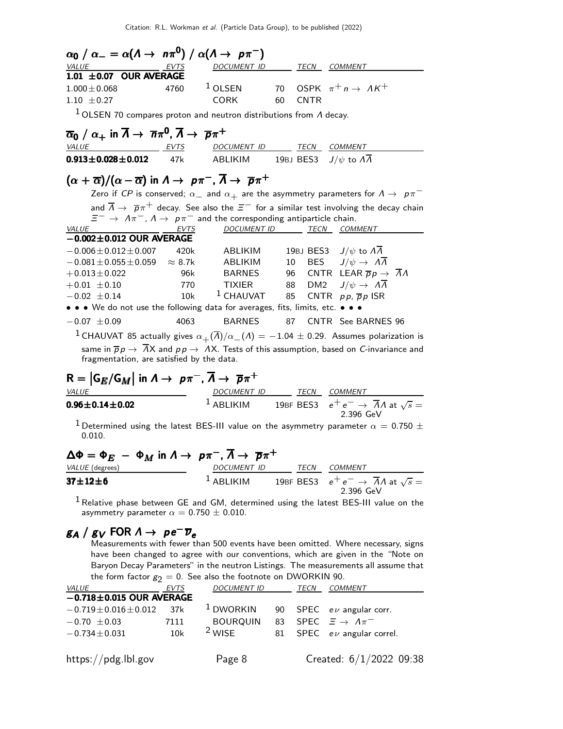### $\alpha_0$ / $\alpha_- = \alpha(\Lambda \to n\pi^0)$ / $\alpha(\Lambda \to p\pi^-)$

| VALUE | EVTS | DOCUMENT ID | | TECN | COMMENT |
|---|---|---|---|---|---|
| **1.01 ±0.07 OUR AVERAGE** | | | | | |
| $1.000 \pm 0.068$ | 4760 | [1] OLSEN | 70 | OSPK | $\pi^+ n \to \Lambda K^+$ |
| $1.10 \pm 0.27$ | | CORK | 60 | CNTR | |

[1] OLSEN 70 compares proton and neutron distributions from $\Lambda$ decay.

### $\overline{\alpha}_0$ / $\alpha_+$ in $\overline{\Lambda} \to \overline{n}\pi^0$, $\overline{\Lambda} \to \overline{p}\pi^+$

| VALUE | EVTS | DOCUMENT ID | | TECN | COMMENT |
|---|---|---|---|---|---|
| **0.913±0.028±0.012** | 47k | ABLIKIM | 19BJ | BES3 | $J/\psi$ to $\Lambda\overline{\Lambda}$ |

### $(\alpha + \overline{\alpha})/(\alpha - \overline{\alpha})$ in $\Lambda \to p\pi^-$, $\overline{\Lambda} \to \overline{p}\pi^+$

Zero if *CP* is conserved; $\alpha_-$ and $\alpha_+$ are the asymmetry parameters for $\Lambda \to p\pi^-$ and $\overline{\Lambda} \to \overline{p}\pi^+$ decay. See also the $\Xi^-$ for a similar test involving the decay chain $\Xi^- \to \Lambda\pi^-$, $\Lambda \to p\pi^-$ and the corresponding antiparticle chain.

| VALUE | EVTS | DOCUMENT ID | | TECN | COMMENT |
|---|---|---|---|---|---|
| **−0.002±0.012 OUR AVERAGE** | | | | | |
| $-0.006 \pm 0.012 \pm 0.007$ | 420k | ABLIKIM | 19BJ | BES3 | $J/\psi$ to $\Lambda\overline{\Lambda}$ |
| $-0.081 \pm 0.055 \pm 0.059$ | $\approx 8.7$k | ABLIKIM | 10 | BES | $J/\psi \to \Lambda\overline{\Lambda}$ |
| $+0.013 \pm 0.022$ | 96k | BARNES | 96 | CNTR | LEAR $\overline{p}p \to \overline{\Lambda}\Lambda$ |
| $+0.01 \pm 0.10$ | 770 | TIXIER | 88 | DM2 | $J/\psi \to \Lambda\overline{\Lambda}$ |
| $-0.02 \pm 0.14$ | 10k | [1] CHAUVAT | 85 | CNTR | $pp$, $\overline{p}p$ ISR |
| • • • We do not use the following data for averages, fits, limits, etc. • • • | | | | | |
| $-0.07 \pm 0.09$ | 4063 | BARNES | 87 | CNTR | See BARNES 96 |

[1] CHAUVAT 85 actually gives $\alpha_+(\overline{\Lambda})/\alpha_-(\Lambda) = -1.04 \pm 0.29$. Assumes polarization is same in $\overline{p}p \to \overline{\Lambda}X$ and $pp \to \Lambda X$. Tests of this assumption, based on *C*-invariance and fragmentation, are satisfied by the data.

### $R = |G_E/G_M|$ in $\Lambda \to p\pi^-$, $\overline{\Lambda} \to \overline{p}\pi^+$

| VALUE | DOCUMENT ID | | TECN | COMMENT |
|---|---|---|---|---|
| **0.96±0.14±0.02** | [1] ABLIKIM | 19BF | BES3 | $e^+e^- \to \overline{\Lambda}\Lambda$ at $\sqrt{s}$ = 2.396 GeV |

[1] Determined using the latest BES-III value on the asymmetry parameter $\alpha = 0.750 \pm 0.010$.

### $\Delta\Phi = \Phi_E - \Phi_M$ in $\Lambda \to p\pi^-$, $\overline{\Lambda} \to \overline{p}\pi^+$

| VALUE (degrees) | DOCUMENT ID | | TECN | COMMENT |
|---|---|---|---|---|
| **37±12±6** | [1] ABLIKIM | 19BF | BES3 | $e^+e^- \to \overline{\Lambda}\Lambda$ at $\sqrt{s}$ = 2.396 GeV |

[1] Relative phase between GE and GM, determined using the latest BES-III value on the asymmetry parameter $\alpha = 0.750 \pm 0.010$.

### $g_A$ / $g_V$ FOR $\Lambda \to pe^-\overline{\nu}_e$

Measurements with fewer than 500 events have been omitted. Where necessary, signs have been changed to agree with our conventions, which are given in the "Note on Baryon Decay Parameters" in the neutron Listings. The measurements all assume that the form factor $g_2 = 0$. See also the footnote on DWORKIN 90.

| VALUE | EVTS | DOCUMENT ID | | TECN | COMMENT |
|---|---|---|---|---|---|
| **−0.718±0.015 OUR AVERAGE** | | | | | |
| $-0.719 \pm 0.016 \pm 0.012$ | 37k | [1] DWORKIN | 90 | SPEC | $e\nu$ angular corr. |
| $-0.70 \pm 0.03$ | 7111 | BOURQUIN | 83 | SPEC | $\Xi \to \Lambda\pi^-$ |
| $-0.734 \pm 0.031$ | 10k | [2] WISE | 81 | SPEC | $e\nu$ angular correl. |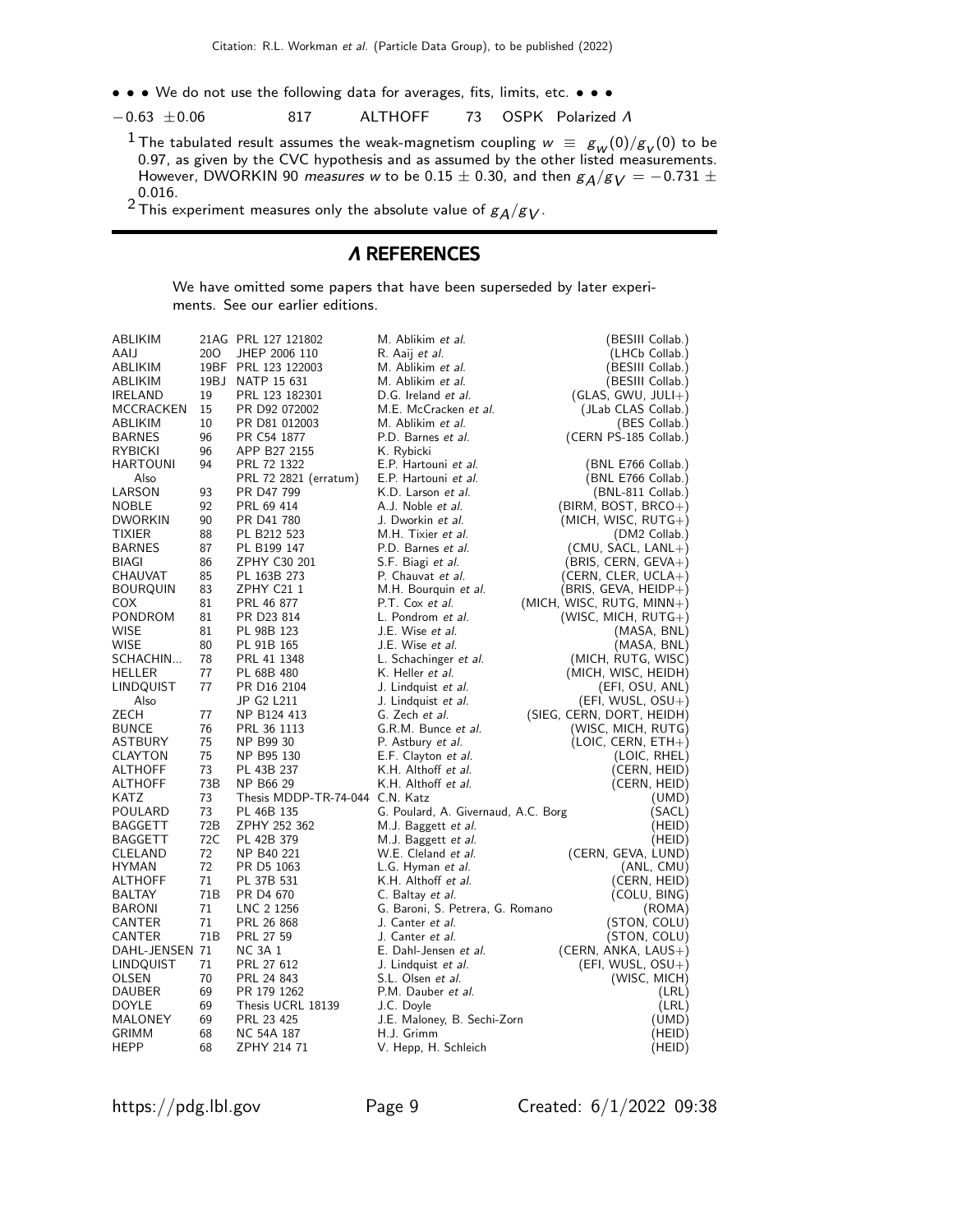• • • We do not use the following data for averages, fits, limits, etc. • • •

| | | | | | |
|---|---|---|---|---|---|
| $-0.63\ \pm0.06$ | 817 | ALTHOFF | 73 | OSPK | Polarized $\Lambda$ |

[1] The tabulated result assumes the weak-magnetism coupling $w \equiv g_w(0)/g_v(0)$ to be 0.97, as given by the CVC hypothesis and as assumed by the other listed measurements. However, DWORKIN 90 *measures* $w$ to be $0.15 \pm 0.30$, and then $g_A/g_V = -0.731 \pm 0.016$.

[2] This experiment measures only the absolute value of $g_A/g_V$.

## $\Lambda$ REFERENCES

We have omitted some papers that have been superseded by later experiments. See our earlier editions.

| | | | | |
|---|---|---|---|---|
| ABLIKIM | 21AG | PRL 127 121802 | M. Ablikim *et al.* | (BESIII Collab.) |
| AAIJ | 20O | JHEP 2006 110 | R. Aaij *et al.* | (LHCb Collab.) |
| ABLIKIM | 19BF | PRL 123 122003 | M. Ablikim *et al.* | (BESIII Collab.) |
| ABLIKIM | 19BJ | NATP 15 631 | M. Ablikim *et al.* | (BESIII Collab.) |
| IRELAND | 19 | PRL 123 182301 | D.G. Ireland *et al.* | (GLAS, GWU, JULI+) |
| MCCRACKEN | 15 | PR D92 072002 | M.E. McCracken *et al.* | (JLab CLAS Collab.) |
| ABLIKIM | 10 | PR D81 012003 | M. Ablikim *et al.* | (BES Collab.) |
| BARNES | 96 | PR C54 1877 | P.D. Barnes *et al.* | (CERN PS-185 Collab.) |
| RYBICKI | 96 | APP B27 2155 | K. Rybicki | |
| HARTOUNI | 94 | PRL 72 1322 | E.P. Hartouni *et al.* | (BNL E766 Collab.) |
| Also | | PRL 72 2821 (erratum) | E.P. Hartouni *et al.* | (BNL E766 Collab.) |
| LARSON | 93 | PR D47 799 | K.D. Larson *et al.* | (BNL-811 Collab.) |
| NOBLE | 92 | PRL 69 414 | A.J. Noble *et al.* | (BIRM, BOST, BRCO+) |
| DWORKIN | 90 | PR D41 780 | J. Dworkin *et al.* | (MICH, WISC, RUTG+) |
| TIXIER | 88 | PL B212 523 | M.H. Tixier *et al.* | (DM2 Collab.) |
| BARNES | 87 | PL B199 147 | P.D. Barnes *et al.* | (CMU, SACL, LANL+) |
| BIAGI | 86 | ZPHY C30 201 | S.F. Biagi *et al.* | (BRIS, CERN, GEVA+) |
| CHAUVAT | 85 | PL 163B 273 | P. Chauvat *et al.* | (CERN, CLER, UCLA+) |
| BOURQUIN | 83 | ZPHY C21 1 | M.H. Bourquin *et al.* | (BRIS, GEVA, HEIDP+) |
| COX | 81 | PRL 46 877 | P.T. Cox *et al.* | (MICH, WISC, RUTG, MINN+) |
| PONDROM | 81 | PR D23 814 | L. Pondrom *et al.* | (WISC, MICH, RUTG+) |
| WISE | 81 | PL 98B 123 | J.E. Wise *et al.* | (MASA, BNL) |
| WISE | 80 | PL 91B 165 | J.E. Wise *et al.* | (MASA, BNL) |
| SCHACHIN... | 78 | PRL 41 1348 | L. Schachinger *et al.* | (MICH, RUTG, WISC) |
| HELLER | 77 | PL 68B 480 | K. Heller *et al.* | (MICH, WISC, HEIDH) |
| LINDQUIST | 77 | PR D16 2104 | J. Lindquist *et al.* | (EFI, OSU, ANL) |
| Also | | JP G2 L211 | J. Lindquist *et al.* | (EFI, WUSL, OSU+) |
| ZECH | 77 | NP B124 413 | G. Zech *et al.* | (SIEG, CERN, DORT, HEIDH) |
| BUNCE | 76 | PRL 36 1113 | G.R.M. Bunce *et al.* | (WISC, MICH, RUTG) |
| ASTBURY | 75 | NP B99 30 | P. Astbury *et al.* | (LOIC, CERN, ETH+) |
| CLAYTON | 75 | NP B95 130 | E.F. Clayton *et al.* | (LOIC, RHEL) |
| ALTHOFF | 73 | PL 43B 237 | K.H. Althoff *et al.* | (CERN, HEID) |
| ALTHOFF | 73B | NP B66 29 | K.H. Althoff *et al.* | (CERN, HEID) |
| KATZ | 73 | Thesis MDDP-TR-74-044 | C.N. Katz | (UMD) |
| POULARD | 73 | PL 46B 135 | G. Poulard, A. Givernaud, A.C. Borg | (SACL) |
| BAGGETT | 72B | ZPHY 252 362 | M.J. Baggett *et al.* | (HEID) |
| BAGGETT | 72C | PL 42B 379 | M.J. Baggett *et al.* | (HEID) |
| CLELAND | 72 | NP B40 221 | W.E. Cleland *et al.* | (CERN, GEVA, LUND) |
| HYMAN | 72 | PR D5 1063 | L.G. Hyman *et al.* | (ANL, CMU) |
| ALTHOFF | 71 | PL 37B 531 | K.H. Althoff *et al.* | (CERN, HEID) |
| BALTAY | 71B | PR D4 670 | C. Baltay *et al.* | (COLU, BING) |
| BARONI | 71 | LNC 2 1256 | G. Baroni, S. Petrera, G. Romano | (ROMA) |
| CANTER | 71 | PRL 26 868 | J. Canter *et al.* | (STON, COLU) |
| CANTER | 71B | PRL 27 59 | J. Canter *et al.* | (STON, COLU) |
| DAHL-JENSEN | 71 | NC 3A 1 | E. Dahl-Jensen *et al.* | (CERN, ANKA, LAUS+) |
| LINDQUIST | 71 | PRL 27 612 | J. Lindquist *et al.* | (EFI, WUSL, OSU+) |
| OLSEN | 70 | PRL 24 843 | S.L. Olsen *et al.* | (WISC, MICH) |
| DAUBER | 69 | PR 179 1262 | P.M. Dauber *et al.* | (LRL) |
| DOYLE | 69 | Thesis UCRL 18139 | J.C. Doyle | (LRL) |
| MALONEY | 69 | PRL 23 425 | J.E. Maloney, B. Sechi-Zorn | (UMD) |
| GRIMM | 68 | NC 54A 187 | H.J. Grimm | (HEID) |
| HEPP | 68 | ZPHY 214 71 | V. Hepp, H. Schleich | (HEID) |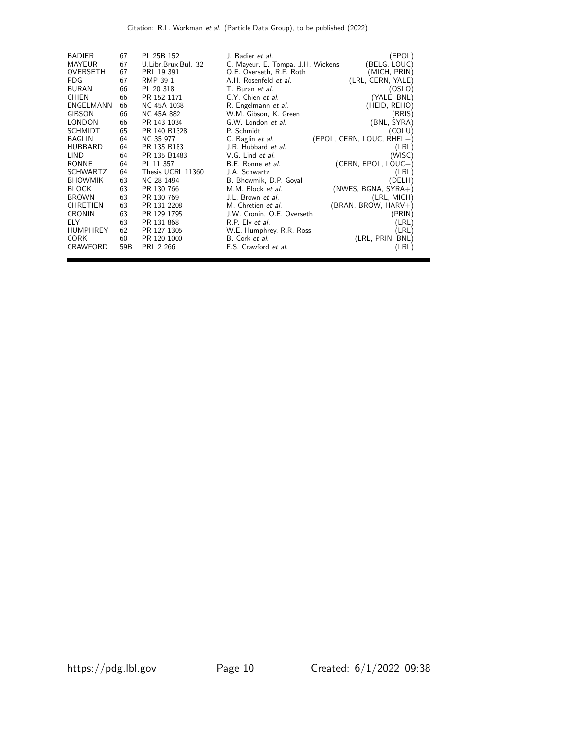| | | | | |
|---|---|---|---|---|
| BADIER | 67 | PL 25B 152 | J. Badier *et al.* | (EPOL) |
| MAYEUR | 67 | U.Libr.Brux.Bul. 32 | C. Mayeur, E. Tompa, J.H. Wickens | (BELG, LOUC) |
| OVERSETH | 67 | PRL 19 391 | O.E. Overseth, R.F. Roth | (MICH, PRIN) |
| PDG | 67 | RMP 39 1 | A.H. Rosenfeld *et al.* | (LRL, CERN, YALE) |
| BURAN | 66 | PL 20 318 | T. Buran *et al.* | (OSLO) |
| CHIEN | 66 | PR 152 1171 | C.Y. Chien *et al.* | (YALE, BNL) |
| ENGELMANN | 66 | NC 45A 1038 | R. Engelmann *et al.* | (HEID, REHO) |
| GIBSON | 66 | NC 45A 882 | W.M. Gibson, K. Green | (BRIS) |
| LONDON | 66 | PR 143 1034 | G.W. London *et al.* | (BNL, SYRA) |
| SCHMIDT | 65 | PR 140 B1328 | P. Schmidt | (COLU) |
| BAGLIN | 64 | NC 35 977 | C. Baglin *et al.* | (EPOL, CERN, LOUC, RHEL+) |
| HUBBARD | 64 | PR 135 B183 | J.R. Hubbard *et al.* | (LRL) |
| LIND | 64 | PR 135 B1483 | V.G. Lind *et al.* | (WISC) |
| RONNE | 64 | PL 11 357 | B.E. Ronne *et al.* | (CERN, EPOL, LOUC+) |
| SCHWARTZ | 64 | Thesis UCRL 11360 | J.A. Schwartz | (LRL) |
| BHOWMIK | 63 | NC 28 1494 | B. Bhowmik, D.P. Goyal | (DELH) |
| BLOCK | 63 | PR 130 766 | M.M. Block *et al.* | (NWES, BGNA, SYRA+) |
| BROWN | 63 | PR 130 769 | J.L. Brown *et al.* | (LRL, MICH) |
| CHRETIEN | 63 | PR 131 2208 | M. Chretien *et al.* | (BRAN, BROW, HARV+) |
| CRONIN | 63 | PR 129 1795 | J.W. Cronin, O.E. Overseth | (PRIN) |
| ELY | 63 | PR 131 868 | R.P. Ely *et al.* | (LRL) |
| HUMPHREY | 62 | PR 127 1305 | W.E. Humphrey, R.R. Ross | (LRL) |
| CORK | 60 | PR 120 1000 | B. Cork *et al.* | (LRL, PRIN, BNL) |
| CRAWFORD | 59B | PRL 2 266 | F.S. Crawford *et al.* | (LRL) |